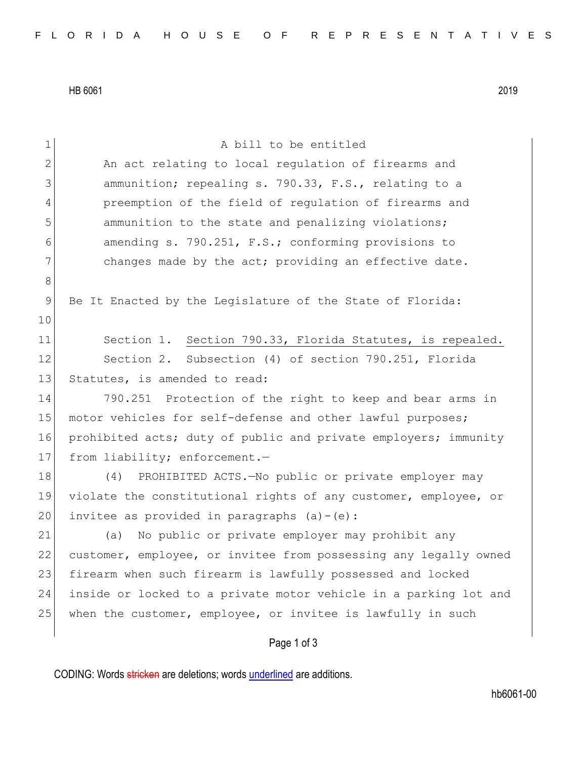HB 6061 2019

A bill to be entitled

An act relating to local regulation of firearms and ammunition; repealing s. 790.33, F.S., relating to a preemption of the field of regulation of firearms and ammunition to the state and penalizing violations; amending s. 790.251, F.S.; conforming provisions to changes made by the act; providing an effective date.

Be It Enacted by the Legislature of the State of Florida:

Section 1. Section 790.33, Florida Statutes, is repealed.

Section 2. Subsection (4) of section 790.251, Florida Statutes, is amended to read:

790.251 Protection of the right to keep and bear arms in motor vehicles for self-defense and other lawful purposes; prohibited acts; duty of public and private employers; immunity from liability; enforcement.—

(4) PROHIBITED ACTS.—No public or private employer may violate the constitutional rights of any customer, employee, or invitee as provided in paragraphs (a)-(e):

(a) No public or private employer may prohibit any customer, employee, or invitee from possessing any legally owned firearm when such firearm is lawfully possessed and locked inside or locked to a private motor vehicle in a parking lot and when the customer, employee, or invitee is lawfully in such

CODING: Words ~~stricken~~ are deletions; words underlined are additions.

hb6061-00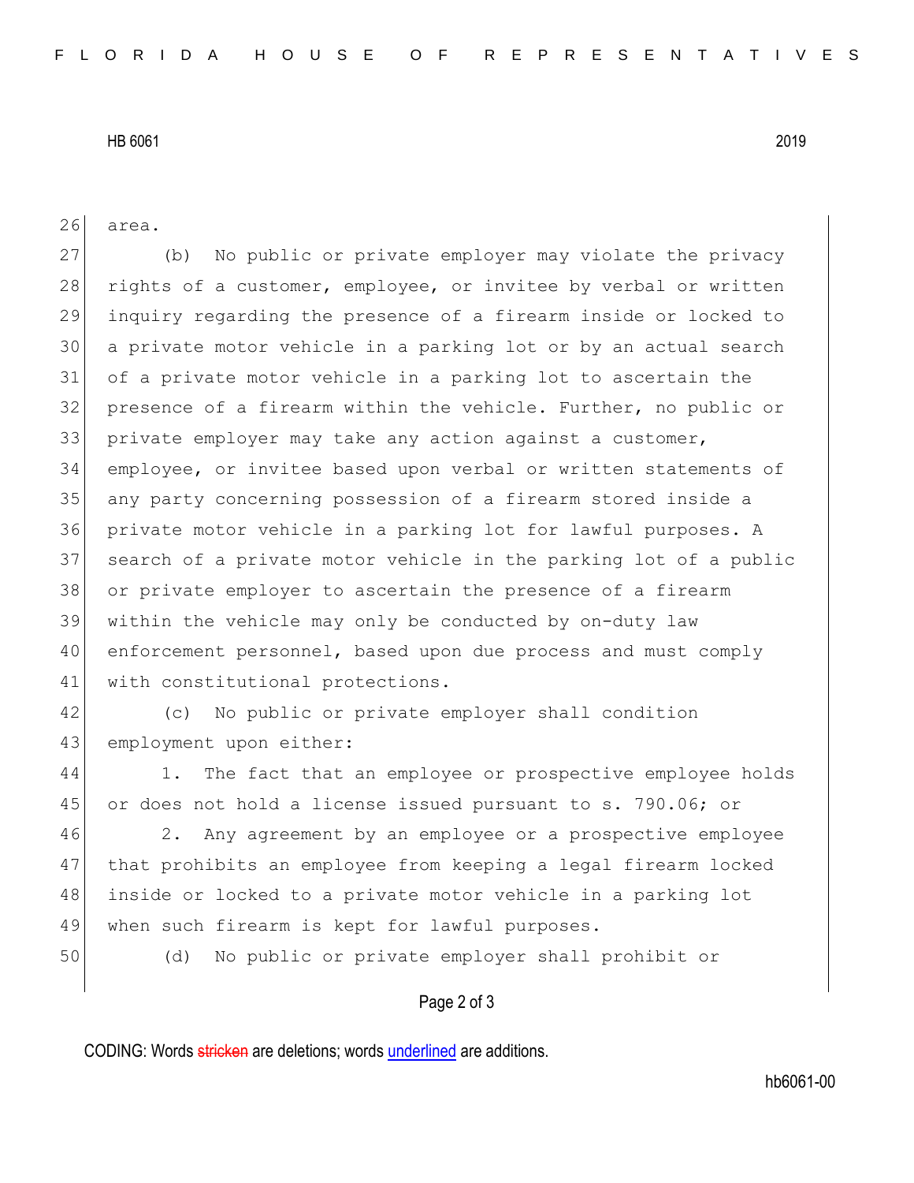area.

(b) No public or private employer may violate the privacy rights of a customer, employee, or invitee by verbal or written inquiry regarding the presence of a firearm inside or locked to a private motor vehicle in a parking lot or by an actual search of a private motor vehicle in a parking lot to ascertain the presence of a firearm within the vehicle. Further, no public or private employer may take any action against a customer, employee, or invitee based upon verbal or written statements of any party concerning possession of a firearm stored inside a private motor vehicle in a parking lot for lawful purposes. A search of a private motor vehicle in the parking lot of a public or private employer to ascertain the presence of a firearm within the vehicle may only be conducted by on-duty law enforcement personnel, based upon due process and must comply with constitutional protections.

(c) No public or private employer shall condition employment upon either:

1. The fact that an employee or prospective employee holds or does not hold a license issued pursuant to s. 790.06; or

2. Any agreement by an employee or a prospective employee that prohibits an employee from keeping a legal firearm locked inside or locked to a private motor vehicle in a parking lot when such firearm is kept for lawful purposes.

(d) No public or private employer shall prohibit or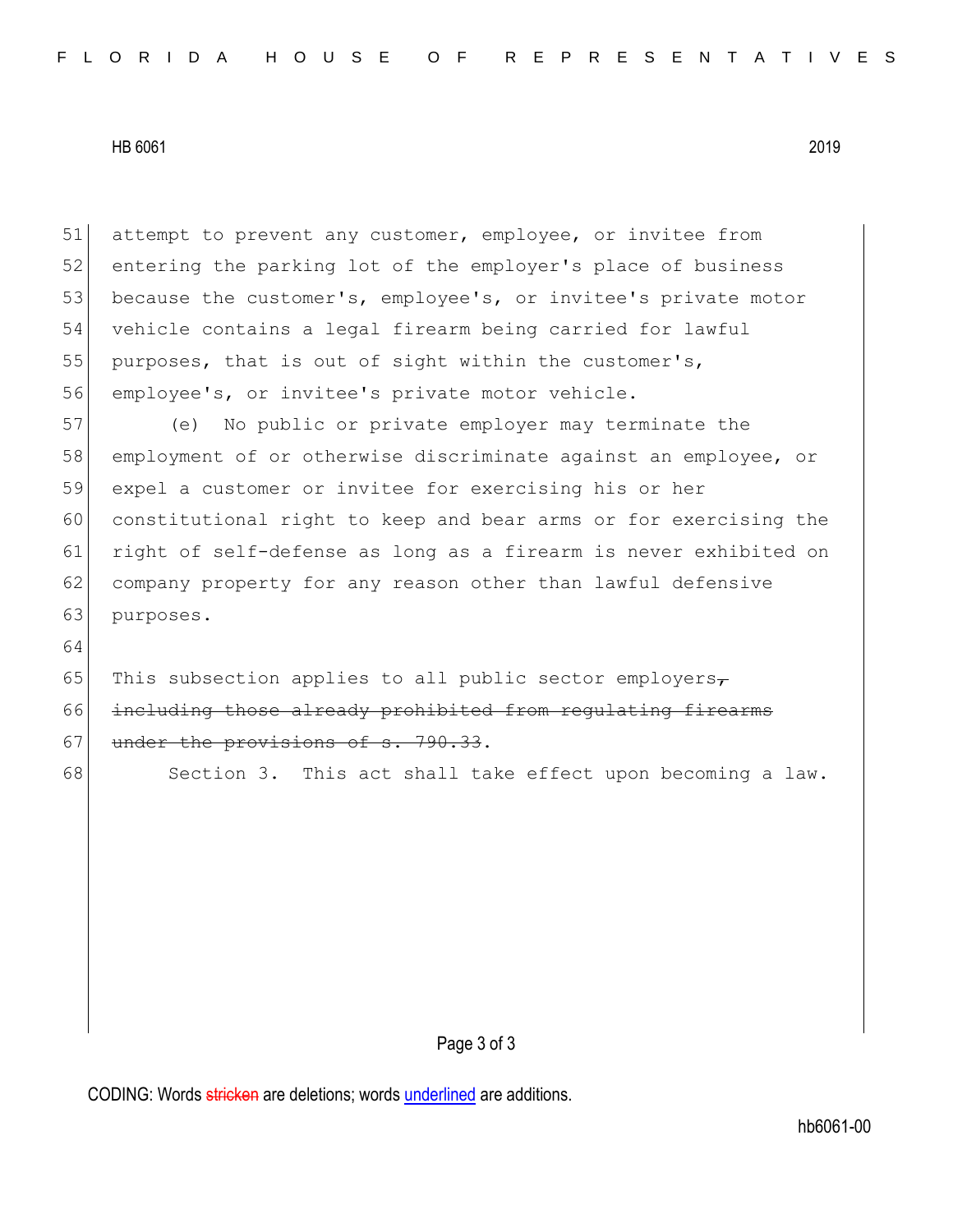attempt to prevent any customer, employee, or invitee from entering the parking lot of the employer's place of business because the customer's, employee's, or invitee's private motor vehicle contains a legal firearm being carried for lawful purposes, that is out of sight within the customer's, employee's, or invitee's private motor vehicle.

(e) No public or private employer may terminate the employment of or otherwise discriminate against an employee, or expel a customer or invitee for exercising his or her constitutional right to keep and bear arms or for exercising the right of self-defense as long as a firearm is never exhibited on company property for any reason other than lawful defensive purposes.

This subsection applies to all public sector employers~~, including those already prohibited from regulating firearms under the provisions of s. 790.33~~.

Section 3. This act shall take effect upon becoming a law.

CODING: Words ~~stricken~~ are deletions; words underlined are additions.